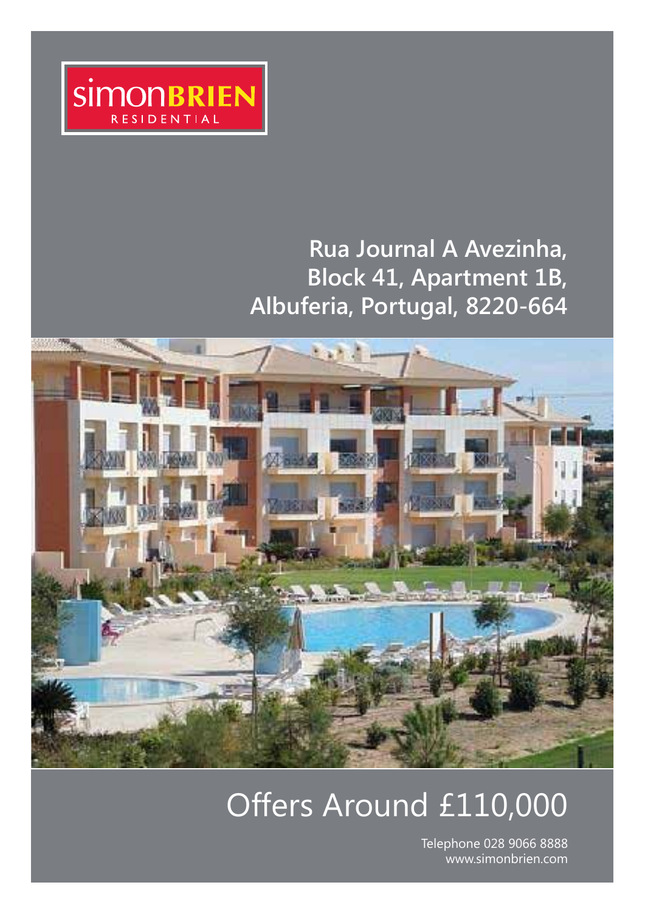simonBRIEN RESIDENTIAL

# Rua Journal A Avezinha, Block 41, Apartment 1B, Albuferia, Portugal, 8220-664

## Offers Around £110,000

Telephone 028 9066 8888
www.simonbrien.com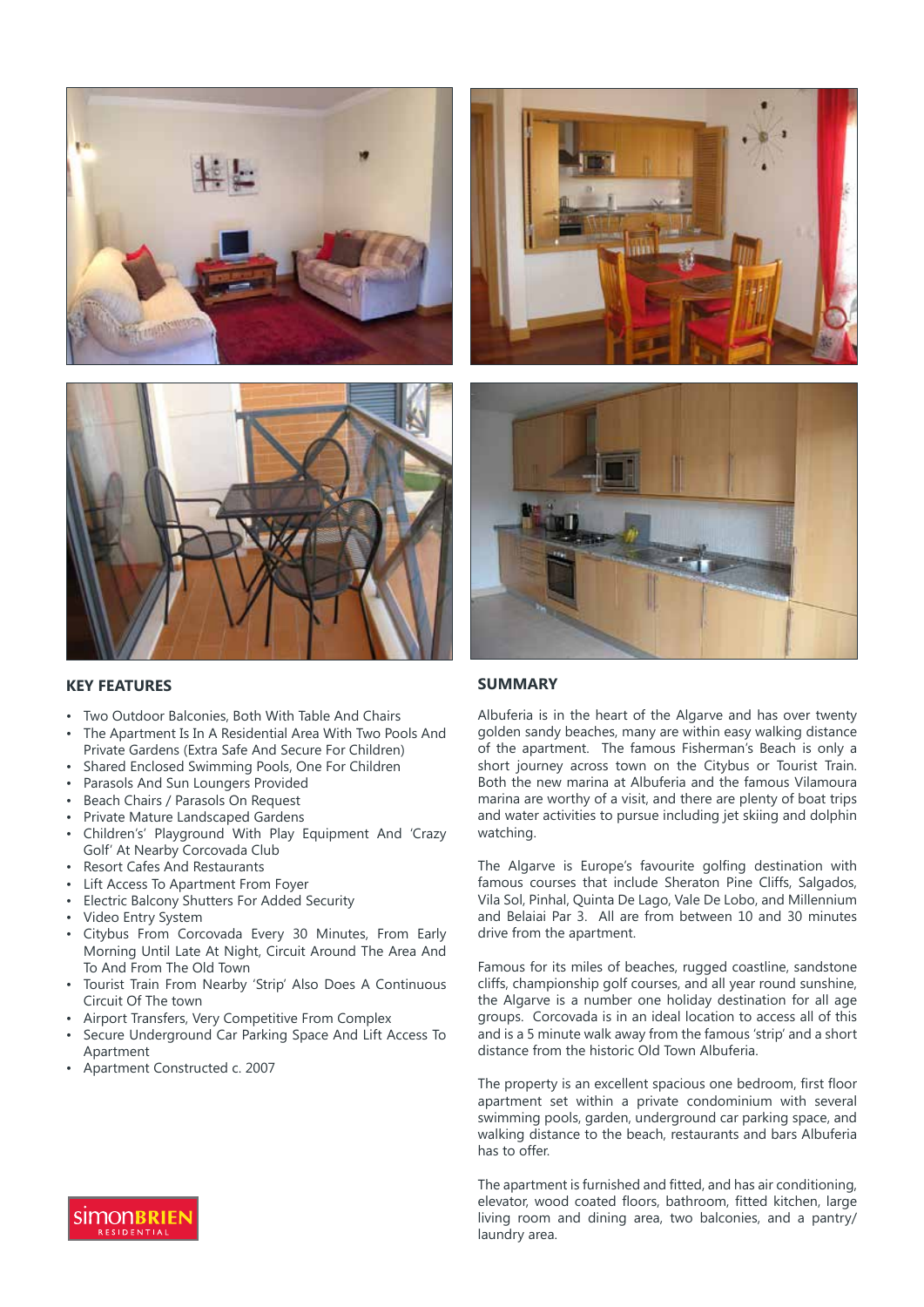## KEY FEATURES

- Two Outdoor Balconies, Both With Table And Chairs
- The Apartment Is In A Residential Area With Two Pools And Private Gardens (Extra Safe And Secure For Children)
- Shared Enclosed Swimming Pools, One For Children
- Parasols And Sun Loungers Provided
- Beach Chairs / Parasols On Request
- Private Mature Landscaped Gardens
- Children's' Playground With Play Equipment And 'Crazy Golf' At Nearby Corcovada Club
- Resort Cafes And Restaurants
- Lift Access To Apartment From Foyer
- Electric Balcony Shutters For Added Security
- Video Entry System
- Citybus From Corcovada Every 30 Minutes, From Early Morning Until Late At Night, Circuit Around The Area And To And From The Old Town
- Tourist Train From Nearby 'Strip' Also Does A Continuous Circuit Of The town
- Airport Transfers, Very Competitive From Complex
- Secure Underground Car Parking Space And Lift Access To Apartment
- Apartment Constructed c. 2007

## SUMMARY

Albuferia is in the heart of the Algarve and has over twenty golden sandy beaches, many are within easy walking distance of the apartment. The famous Fisherman's Beach is only a short journey across town on the Citybus or Tourist Train. Both the new marina at Albuferia and the famous Vilamoura marina are worthy of a visit, and there are plenty of boat trips and water activities to pursue including jet skiing and dolphin watching.

The Algarve is Europe's favourite golfing destination with famous courses that include Sheraton Pine Cliffs, Salgados, Vila Sol, Pinhal, Quinta De Lago, Vale De Lobo, and Millennium and Belaiai Par 3. All are from between 10 and 30 minutes drive from the apartment.

Famous for its miles of beaches, rugged coastline, sandstone cliffs, championship golf courses, and all year round sunshine, the Algarve is a number one holiday destination for all age groups. Corcovada is in an ideal location to access all of this and is a 5 minute walk away from the famous 'strip' and a short distance from the historic Old Town Albuferia.

The property is an excellent spacious one bedroom, first floor apartment set within a private condominium with several swimming pools, garden, underground car parking space, and walking distance to the beach, restaurants and bars Albuferia has to offer.

The apartment is furnished and fitted, and has air conditioning, elevator, wood coated floors, bathroom, fitted kitchen, large living room and dining area, two balconies, and a pantry/laundry area.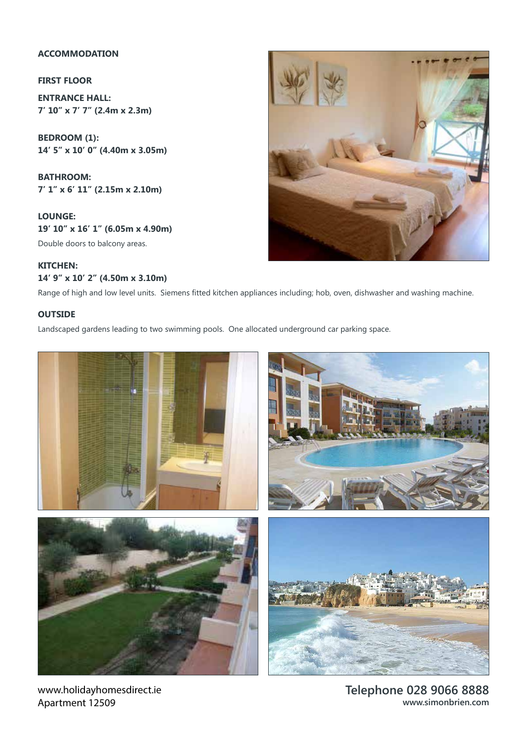## ACCOMMODATION

### FIRST FLOOR

**ENTRANCE HALL:**
**7′ 10″ x 7′ 7″ (2.4m x 2.3m)**

**BEDROOM (1):**
**14′ 5″ x 10′ 0″ (4.40m x 3.05m)**

**BATHROOM:**
**7′ 1″ x 6′ 11″ (2.15m x 2.10m)**

**LOUNGE:**
**19′ 10″ x 16′ 1″ (6.05m x 4.90m)**
Double doors to balcony areas.

**KITCHEN:**
**14′ 9″ x 10′ 2″ (4.50m x 3.10m)**
Range of high and low level units. Siemens fitted kitchen appliances including; hob, oven, dishwasher and washing machine.

### OUTSIDE

Landscaped gardens leading to two swimming pools. One allocated underground car parking space.

www.holidayhomesdirect.ie
Apartment 12509

**Telephone 028 9066 8888**
**www.simonbrien.com**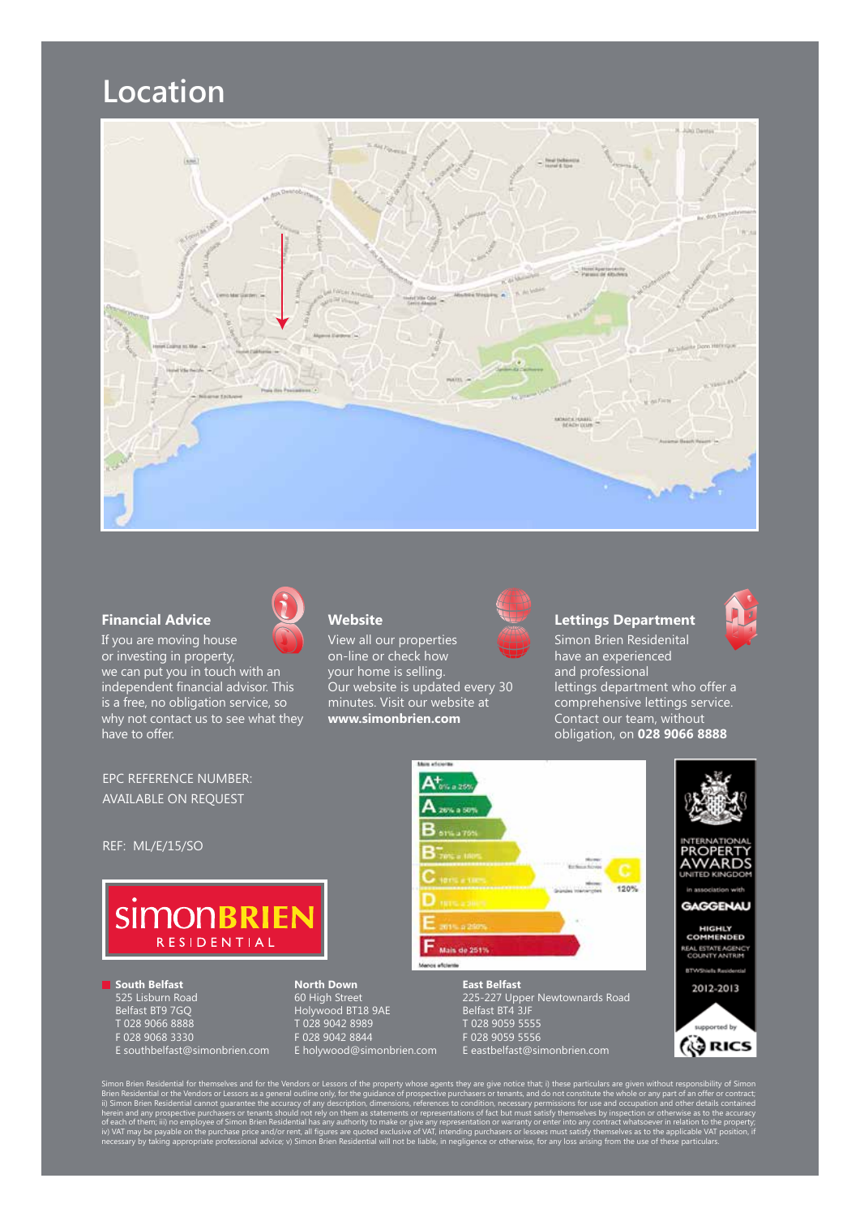# Location

### Financial Advice

If you are moving house or investing in property, we can put you in touch with an independent financial advisor. This is a free, no obligation service, so why not contact us to see what they have to offer.

### Website

View all our properties on-line or check how your home is selling. Our website is updated every 30 minutes. Visit our website at **www.simonbrien.com**

### Lettings Department

Simon Brien Residenital have an experienced and professional lettings department who offer a comprehensive lettings service. Contact our team, without obligation, on **028 9066 8888**

EPC REFERENCE NUMBER:
AVAILABLE ON REQUEST

REF: ML/E/15/SO

simonBRIEN RESIDENTIAL

Mais eficiente
A+ 0% a 25%
A 26% a 50%
B 51% a 75%
B- 76% a 100%
C 101% a 150%
D 151% a 200%
E 201% a 250%
F Mais de 251%
Menos eficiente
C
120%

INTERNATIONAL PROPERTY AWARDS UNITED KINGDOM
in association with GAGGENAU
HIGHLY COMMENDED
REAL ESTATE AGENCY COUNTY ANTRIM
2012-2013
supported by RICS

**South Belfast**
525 Lisburn Road
Belfast BT9 7GQ
T 028 9066 8888
F 028 9068 3330
E southbelfast@simonbrien.com

**North Down**
60 High Street
Holywood BT18 9AE
T 028 9042 8989
F 028 9042 8844
E holywood@simonbrien.com

**East Belfast**
225-227 Upper Newtownards Road
Belfast BT4 3JF
T 028 9059 5555
F 028 9059 5556
E eastbelfast@simonbrien.com

Simon Brien Residential for themselves and for the Vendors or Lessors of the property whose agents they are give notice that; i) these particulars are given without responsibility of Simon Brien Residential or the Vendors or Lessors as a general outline only, for the guidance of prospective purchasers or tenants, and do not constitute the whole or any part of an offer or contract; ii) Simon Brien Residential cannot guarantee the accuracy of any description, dimensions, references to condition, necessary permissions for use and occupation and other details contained herein and any prospective purchasers or tenants should not rely on them as statements or representations of fact but must satisfy themselves by inspection or otherwise as to the accuracy of each of them; iii) no employee of Simon Brien Residential has any authority to make or give any representation or warranty or enter into any contract whatsoever in relation to the property; iv) VAT may be payable on the purchase price and/or rent, all figures are quoted exclusive of VAT, intending purchasers or lessees must satisfy themselves as to the applicable VAT position, if necessary by taking appropriate professional advice; v) Simon Brien Residential will not be liable, in negligence or otherwise, for any loss arising from the use of these particulars.